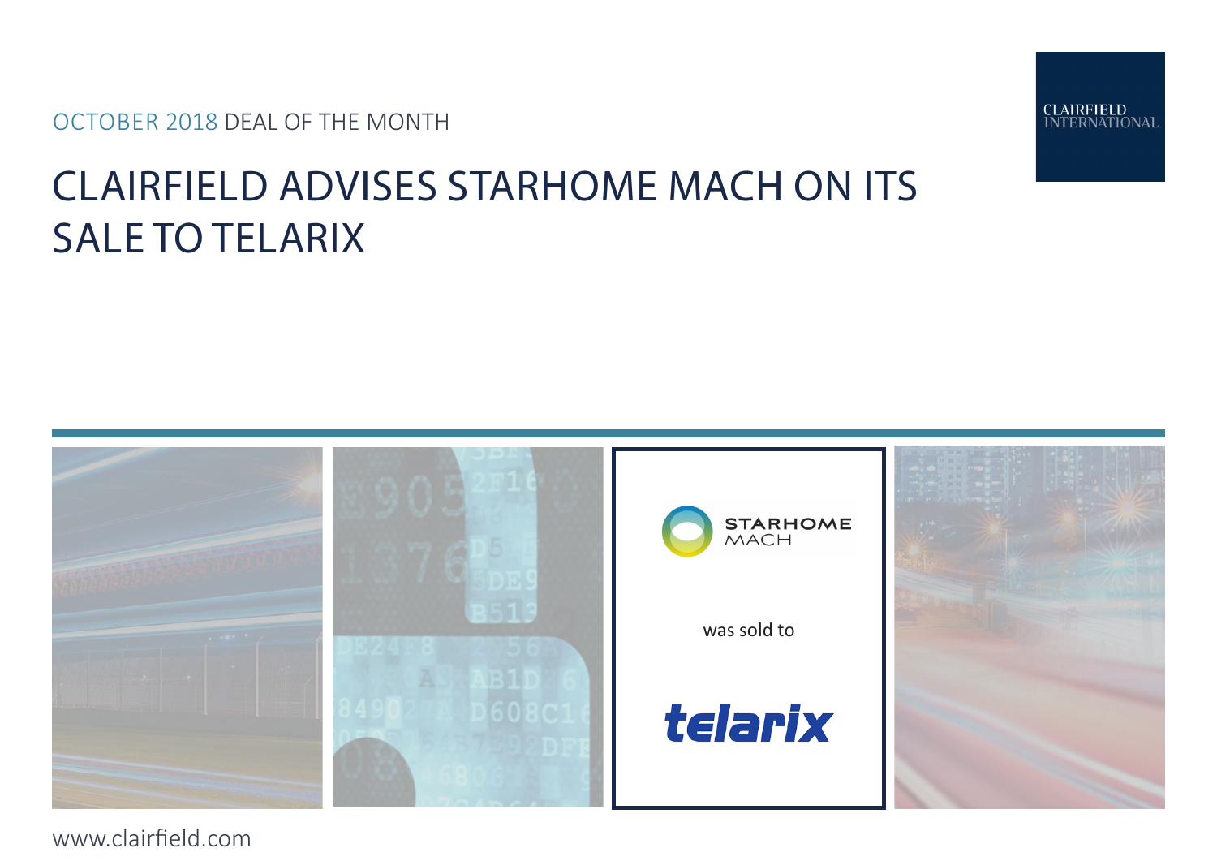OCTOBER 2018 DEAL OF THE MONTH

# CLAIRFIELD ADVISES STARHOME MACH ON ITS SALE TO TELARIX

STARHOME MACH

was sold to

telarix

www.clairfield.com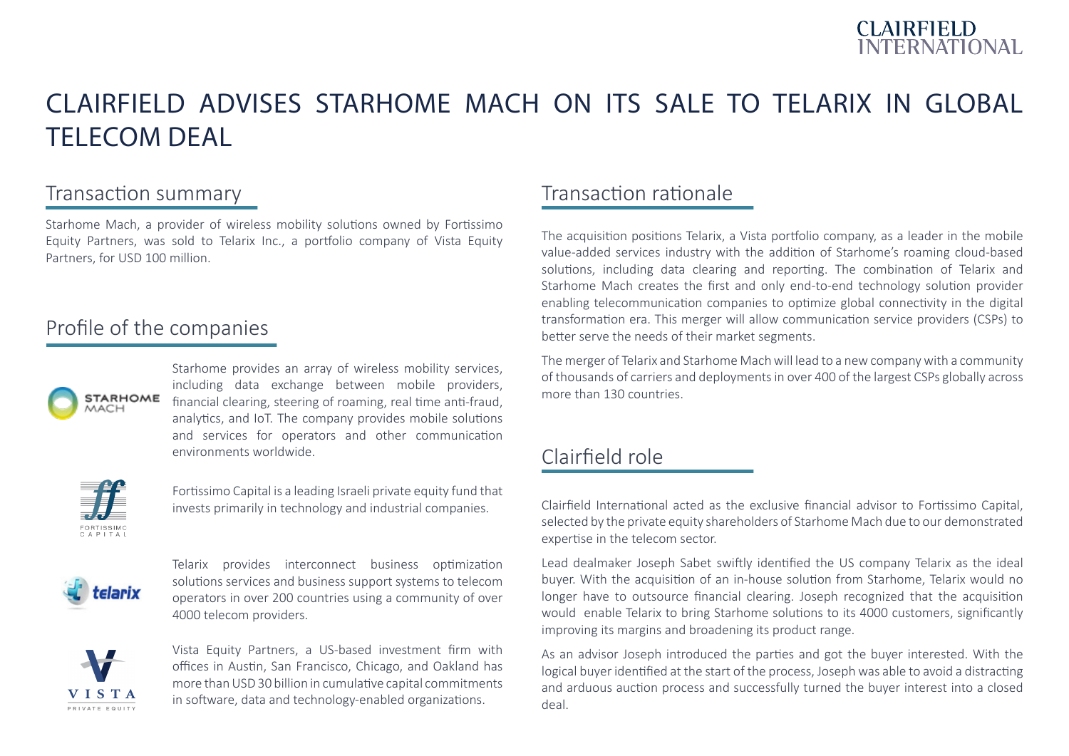# CLAIRFIELD ADVISES STARHOME MACH ON ITS SALE TO TELARIX IN GLOBAL TELECOM DEAL

## Transaction summary

Starhome Mach, a provider of wireless mobility solutions owned by Fortissimo Equity Partners, was sold to Telarix Inc., a portfolio company of Vista Equity Partners, for USD 100 million.

## Profile of the companies

Starhome provides an array of wireless mobility services, including data exchange between mobile providers, financial clearing, steering of roaming, real time anti-fraud, analytics, and IoT. The company provides mobile solutions and services for operators and other communication environments worldwide.

Fortissimo Capital is a leading Israeli private equity fund that invests primarily in technology and industrial companies.

Telarix provides interconnect business optimization solutions services and business support systems to telecom operators in over 200 countries using a community of over 4000 telecom providers.

Vista Equity Partners, a US-based investment firm with offices in Austin, San Francisco, Chicago, and Oakland has more than USD 30 billion in cumulative capital commitments in software, data and technology-enabled organizations.

## Transaction rationale

The acquisition positions Telarix, a Vista portfolio company, as a leader in the mobile value-added services industry with the addition of Starhome's roaming cloud-based solutions, including data clearing and reporting. The combination of Telarix and Starhome Mach creates the first and only end-to-end technology solution provider enabling telecommunication companies to optimize global connectivity in the digital transformation era. This merger will allow communication service providers (CSPs) to better serve the needs of their market segments.

The merger of Telarix and Starhome Mach will lead to a new company with a community of thousands of carriers and deployments in over 400 of the largest CSPs globally across more than 130 countries.

## Clairfield role

Clairfield International acted as the exclusive financial advisor to Fortissimo Capital, selected by the private equity shareholders of Starhome Mach due to our demonstrated expertise in the telecom sector.

Lead dealmaker Joseph Sabet swiftly identified the US company Telarix as the ideal buyer. With the acquisition of an in-house solution from Starhome, Telarix would no longer have to outsource financial clearing. Joseph recognized that the acquisition would enable Telarix to bring Starhome solutions to its 4000 customers, significantly improving its margins and broadening its product range.

As an advisor Joseph introduced the parties and got the buyer interested. With the logical buyer identified at the start of the process, Joseph was able to avoid a distracting and arduous auction process and successfully turned the buyer interest into a closed deal.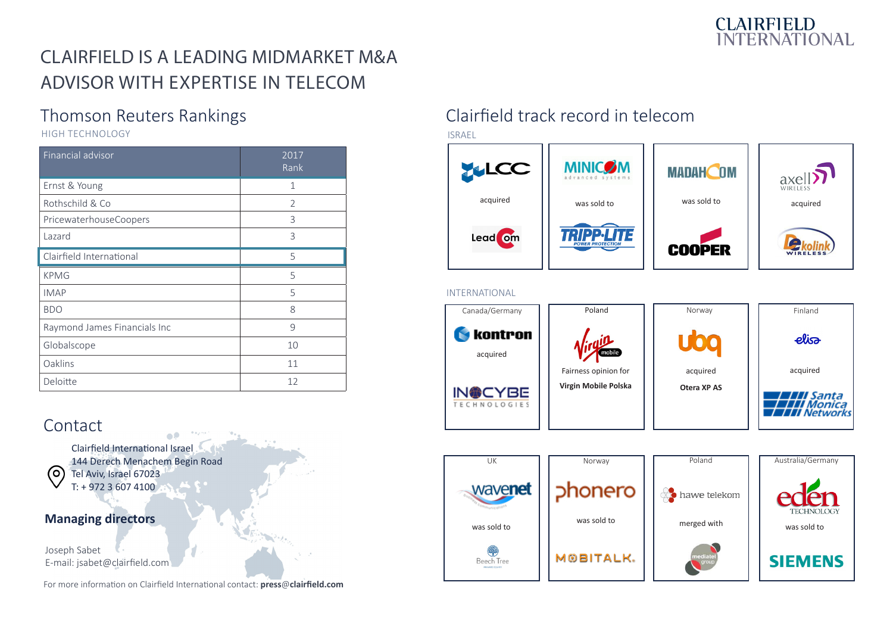# CLAIRFIELD IS A LEADING MIDMARKET M&A ADVISOR WITH EXPERTISE IN TELECOM

## Thomson Reuters Rankings

HIGH TECHNOLOGY

| Financial advisor | 2017 Rank |
|---|---|
| Ernst & Young | 1 |
| Rothschild & Co | 2 |
| PricewaterhouseCoopers | 3 |
| Lazard | 3 |
| Clairfield International | 5 |
| KPMG | 5 |
| IMAP | 5 |
| BDO | 8 |
| Raymond James Financials Inc | 9 |
| Globalscope | 10 |
| Oaklins | 11 |
| Deloitte | 12 |

## Contact

Clairfield International Israel
144 Derech Menachem Begin Road
Tel Aviv, Israel 67023
T: + 972 3 607 4100

### Managing directors

Joseph Sabet
E-mail: jsabet@clairfield.com

For more information on Clairfield International contact: **press@clairfield.com**

## Clairfield track record in telecom

ISRAEL

LCC acquired LeadCom

MINICOM advanced systems was sold to TRIPP·LITE POWER PROTECTION

MADAHCOM was sold to COOPER

axell WIRELESS acquired Dekolink WIRELESS

INTERNATIONAL

Canada/Germany: kontron acquired INOCYBE TECHNOLOGIES

Poland: Virgin mobile — Fairness opinion for **Virgin Mobile Polska**

Norway: ubq acquired **Otera XP AS**

Finland: elisa acquired Santa Monica Networks

UK: wavenet was sold to Beech Tree

Norway: phonero was sold to MOBITALK.

Poland: hawe telekom merged with mediatel group

Australia/Germany: eden TECHNOLOGY was sold to SIEMENS